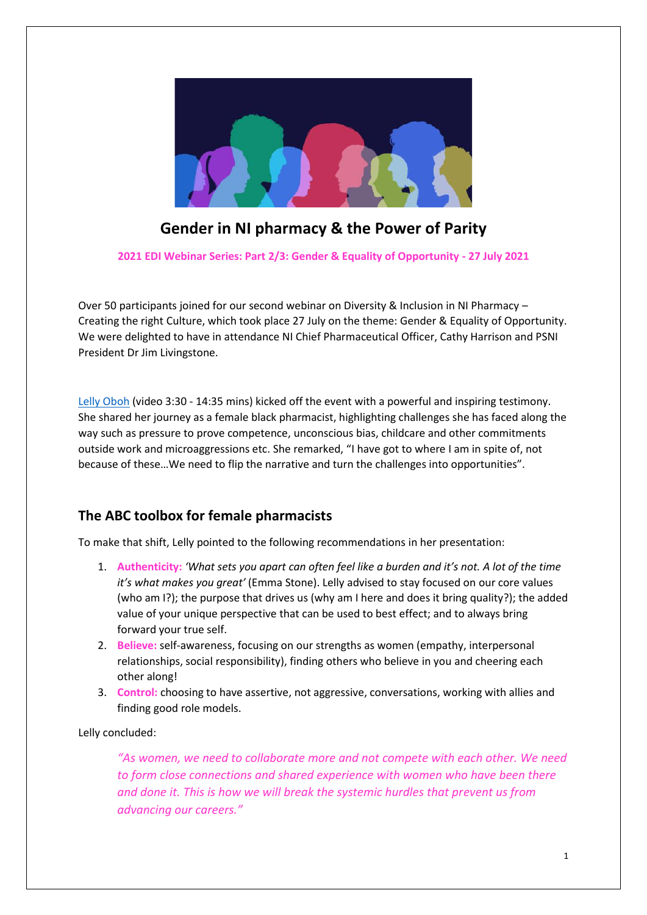# Gender in NI pharmacy & the Power of Parity

**2021 EDI Webinar Series: Part 2/3: Gender & Equality of Opportunity - 27 July 2021**

Over 50 participants joined for our second webinar on Diversity & Inclusion in NI Pharmacy – Creating the right Culture, which took place 27 July on the theme: Gender & Equality of Opportunity. We were delighted to have in attendance NI Chief Pharmaceutical Officer, Cathy Harrison and PSNI President Dr Jim Livingstone.

Lelly Oboh (video 3:30 - 14:35 mins) kicked off the event with a powerful and inspiring testimony. She shared her journey as a female black pharmacist, highlighting challenges she has faced along the way such as pressure to prove competence, unconscious bias, childcare and other commitments outside work and microaggressions etc. She remarked, "I have got to where I am in spite of, not because of these…We need to flip the narrative and turn the challenges into opportunities".

## The ABC toolbox for female pharmacists

To make that shift, Lelly pointed to the following recommendations in her presentation:

1. **Authenticity:** *'What sets you apart can often feel like a burden and it's not. A lot of the time it's what makes you great'* (Emma Stone). Lelly advised to stay focused on our core values (who am I?); the purpose that drives us (why am I here and does it bring quality?); the added value of your unique perspective that can be used to best effect; and to always bring forward your true self.
2. **Believe:** self-awareness, focusing on our strengths as women (empathy, interpersonal relationships, social responsibility), finding others who believe in you and cheering each other along!
3. **Control:** choosing to have assertive, not aggressive, conversations, working with allies and finding good role models.

Lelly concluded:

> *"As women, we need to collaborate more and not compete with each other. We need to form close connections and shared experience with women who have been there and done it. This is how we will break the systemic hurdles that prevent us from advancing our careers."*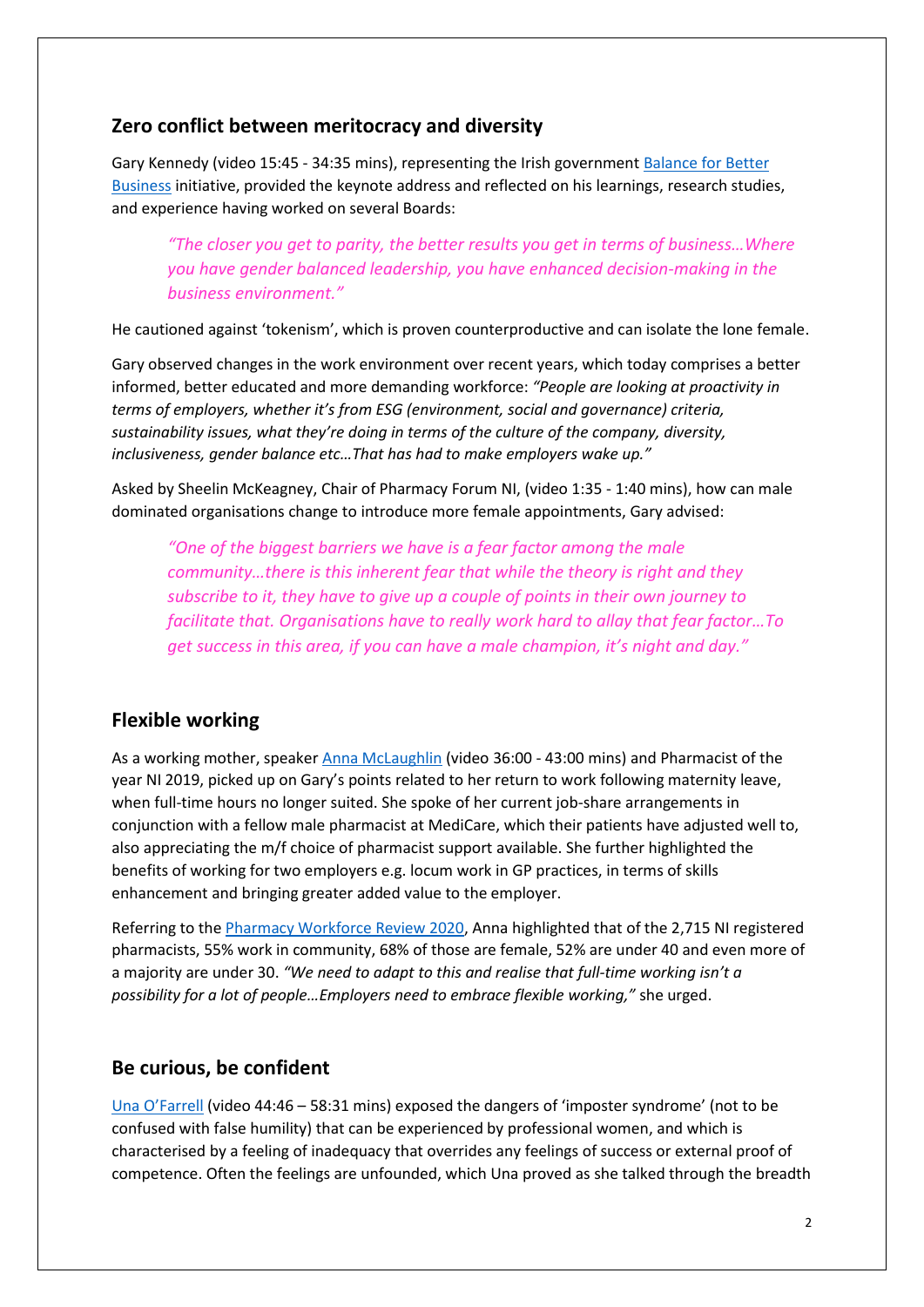## Zero conflict between meritocracy and diversity

Gary Kennedy (video 15:45 - 34:35 mins), representing the Irish government Balance for Better Business initiative, provided the keynote address and reflected on his learnings, research studies, and experience having worked on several Boards:

> *"The closer you get to parity, the better results you get in terms of business…Where you have gender balanced leadership, you have enhanced decision-making in the business environment."*

He cautioned against 'tokenism', which is proven counterproductive and can isolate the lone female.

Gary observed changes in the work environment over recent years, which today comprises a better informed, better educated and more demanding workforce: *"People are looking at proactivity in terms of employers, whether it's from ESG (environment, social and governance) criteria, sustainability issues, what they're doing in terms of the culture of the company, diversity, inclusiveness, gender balance etc…That has had to make employers wake up."*

Asked by Sheelin McKeagney, Chair of Pharmacy Forum NI, (video 1:35 - 1:40 mins), how can male dominated organisations change to introduce more female appointments, Gary advised:

> *"One of the biggest barriers we have is a fear factor among the male community…there is this inherent fear that while the theory is right and they subscribe to it, they have to give up a couple of points in their own journey to facilitate that. Organisations have to really work hard to allay that fear factor…To get success in this area, if you can have a male champion, it's night and day."*

## Flexible working

As a working mother, speaker Anna McLaughlin (video 36:00 - 43:00 mins) and Pharmacist of the year NI 2019, picked up on Gary's points related to her return to work following maternity leave, when full-time hours no longer suited. She spoke of her current job-share arrangements in conjunction with a fellow male pharmacist at MediCare, which their patients have adjusted well to, also appreciating the m/f choice of pharmacist support available. She further highlighted the benefits of working for two employers e.g. locum work in GP practices, in terms of skills enhancement and bringing greater added value to the employer.

Referring to the Pharmacy Workforce Review 2020, Anna highlighted that of the 2,715 NI registered pharmacists, 55% work in community, 68% of those are female, 52% are under 40 and even more of a majority are under 30. *"We need to adapt to this and realise that full-time working isn't a possibility for a lot of people…Employers need to embrace flexible working,"* she urged.

## Be curious, be confident

Una O'Farrell (video 44:46 – 58:31 mins) exposed the dangers of 'imposter syndrome' (not to be confused with false humility) that can be experienced by professional women, and which is characterised by a feeling of inadequacy that overrides any feelings of success or external proof of competence. Often the feelings are unfounded, which Una proved as she talked through the breadth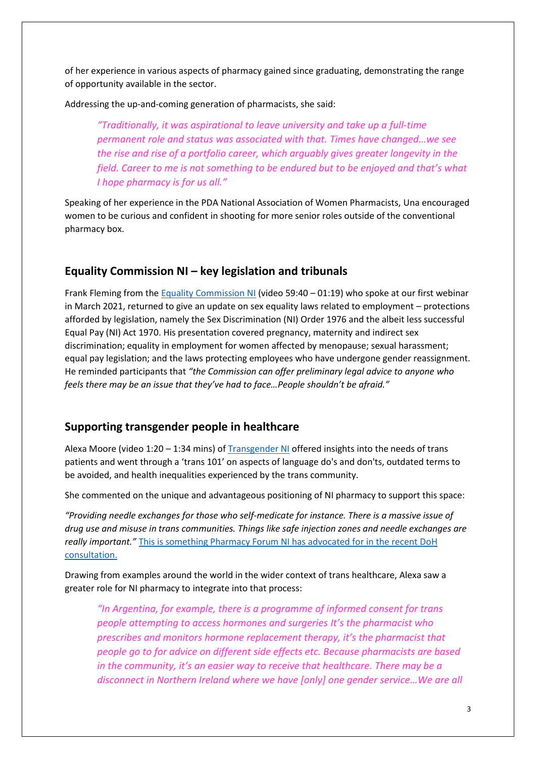of her experience in various aspects of pharmacy gained since graduating, demonstrating the range of opportunity available in the sector.

Addressing the up-and-coming generation of pharmacists, she said:

> *"Traditionally, it was aspirational to leave university and take up a full-time permanent role and status was associated with that. Times have changed…we see the rise and rise of a portfolio career, which arguably gives greater longevity in the field. Career to me is not something to be endured but to be enjoyed and that's what I hope pharmacy is for us all."*

Speaking of her experience in the PDA National Association of Women Pharmacists, Una encouraged women to be curious and confident in shooting for more senior roles outside of the conventional pharmacy box.

## Equality Commission NI – key legislation and tribunals

Frank Fleming from the Equality Commission NI (video 59:40 – 01:19) who spoke at our first webinar in March 2021, returned to give an update on sex equality laws related to employment – protections afforded by legislation, namely the Sex Discrimination (NI) Order 1976 and the albeit less successful Equal Pay (NI) Act 1970. His presentation covered pregnancy, maternity and indirect sex discrimination; equality in employment for women affected by menopause; sexual harassment; equal pay legislation; and the laws protecting employees who have undergone gender reassignment. He reminded participants that *"the Commission can offer preliminary legal advice to anyone who feels there may be an issue that they've had to face…People shouldn't be afraid."*

## Supporting transgender people in healthcare

Alexa Moore (video 1:20 – 1:34 mins) of Transgender NI offered insights into the needs of trans patients and went through a 'trans 101' on aspects of language do's and don'ts, outdated terms to be avoided, and health inequalities experienced by the trans community.

She commented on the unique and advantageous positioning of NI pharmacy to support this space:

*"Providing needle exchanges for those who self-medicate for instance. There is a massive issue of drug use and misuse in trans communities. Things like safe injection zones and needle exchanges are really important."* This is something Pharmacy Forum NI has advocated for in the recent DoH consultation.

Drawing from examples around the world in the wider context of trans healthcare, Alexa saw a greater role for NI pharmacy to integrate into that process:

> *"In Argentina, for example, there is a programme of informed consent for trans people attempting to access hormones and surgeries It's the pharmacist who prescribes and monitors hormone replacement therapy, it's the pharmacist that people go to for advice on different side effects etc. Because pharmacists are based in the community, it's an easier way to receive that healthcare. There may be a disconnect in Northern Ireland where we have [only] one gender service…We are all*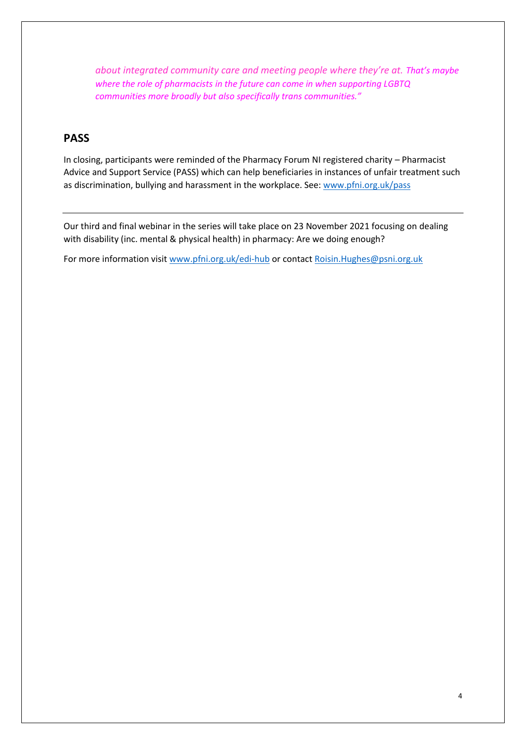*about integrated community care and meeting people where they're at. That's maybe where the role of pharmacists in the future can come in when supporting LGBTQ communities more broadly but also specifically trans communities."*

## PASS

In closing, participants were reminded of the Pharmacy Forum NI registered charity – Pharmacist Advice and Support Service (PASS) which can help beneficiaries in instances of unfair treatment such as discrimination, bullying and harassment in the workplace. See: www.pfni.org.uk/pass

---

Our third and final webinar in the series will take place on 23 November 2021 focusing on dealing with disability (inc. mental & physical health) in pharmacy: Are we doing enough?

For more information visit www.pfni.org.uk/edi-hub or contact Roisin.Hughes@psni.org.uk